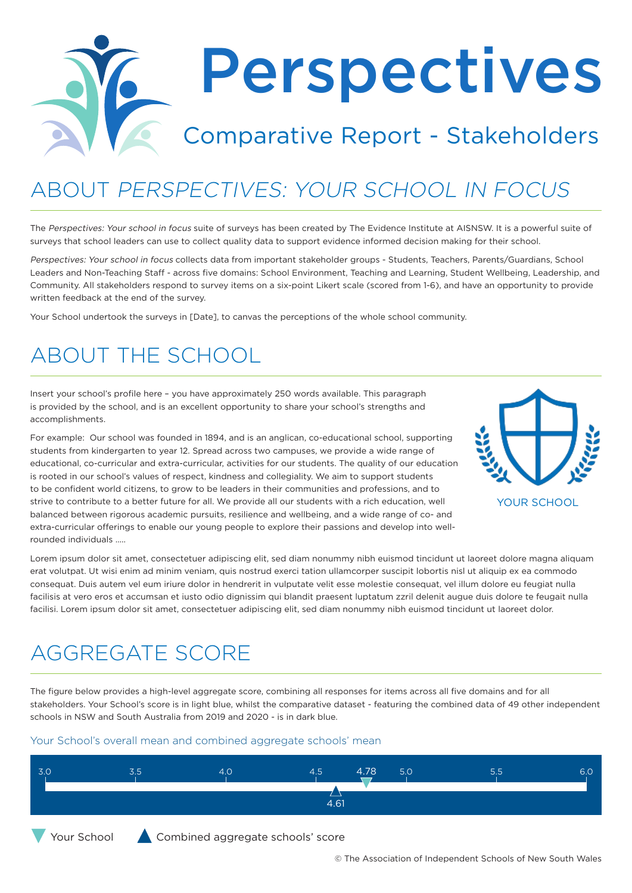# Perspectives

## Comparative Report - Stakeholders

## ABOUT *PERSPECTIVES: YOUR SCHOOL IN FOCUS*

The *Perspectives: Your school in focus* suite of surveys has been created by The Evidence Institute at AISNSW. It is a powerful suite of surveys that school leaders can use to collect quality data to support evidence informed decision making for their school.

*Perspectives: Your school in focus* collects data from important stakeholder groups - Students, Teachers, Parents/Guardians, School Leaders and Non-Teaching Staff - across five domains: School Environment, Teaching and Learning, Student Wellbeing, Leadership, and Community. All stakeholders respond to survey items on a six-point Likert scale (scored from 1-6), and have an opportunity to provide written feedback at the end of the survey.

Your School undertook the surveys in [Date], to canvas the perceptions of the whole school community.

## ABOUT THE SCHOOL

Insert your school's profile here – you have approximately 250 words available. This paragraph is provided by the school, and is an excellent opportunity to share your school's strengths and accomplishments.

For example: Our school was founded in 1894, and is an anglican, co-educational school, supporting students from kindergarten to year 12. Spread across two campuses, we provide a wide range of educational, co-curricular and extra-curricular, activities for our students. The quality of our education is rooted in our school's values of respect, kindness and collegiality. We aim to support students to be confident world citizens, to grow to be leaders in their communities and professions, and to strive to contribute to a better future for all. We provide all our students with a rich education, well balanced between rigorous academic pursuits, resilience and wellbeing, and a wide range of co- and extra-curricular offerings to enable our young people to explore their passions and develop into well-rounded individuals .....

YOUR SCHOOL

Lorem ipsum dolor sit amet, consectetuer adipiscing elit, sed diam nonummy nibh euismod tincidunt ut laoreet dolore magna aliquam erat volutpat. Ut wisi enim ad minim veniam, quis nostrud exerci tation ullamcorper suscipit lobortis nisl ut aliquip ex ea commodo consequat. Duis autem vel eum iriure dolor in hendrerit in vulputate velit esse molestie consequat, vel illum dolore eu feugiat nulla facilisis at vero eros et accumsan et iusto odio dignissim qui blandit praesent luptatum zzril delenit augue duis dolore te feugait nulla facilisi. Lorem ipsum dolor sit amet, consectetuer adipiscing elit, sed diam nonummy nibh euismod tincidunt ut laoreet dolor.

## AGGREGATE SCORE

The figure below provides a high-level aggregate score, combining all responses for items across all five domains and for all stakeholders. Your School's score is in light blue, whilst the comparative dataset - featuring the combined data of 49 other independent schools in NSW and South Australia from 2019 and 2020 - is in dark blue.

Your School's overall mean and combined aggregate schools' mean

Scale: 3.0 – 3.5 – 4.0 – 4.5 – 5.0 – 5.5 – 6.0

- Your School: 4.78
- Combined aggregate schools' score: 4.61

© The Association of Independent Schools of New South Wales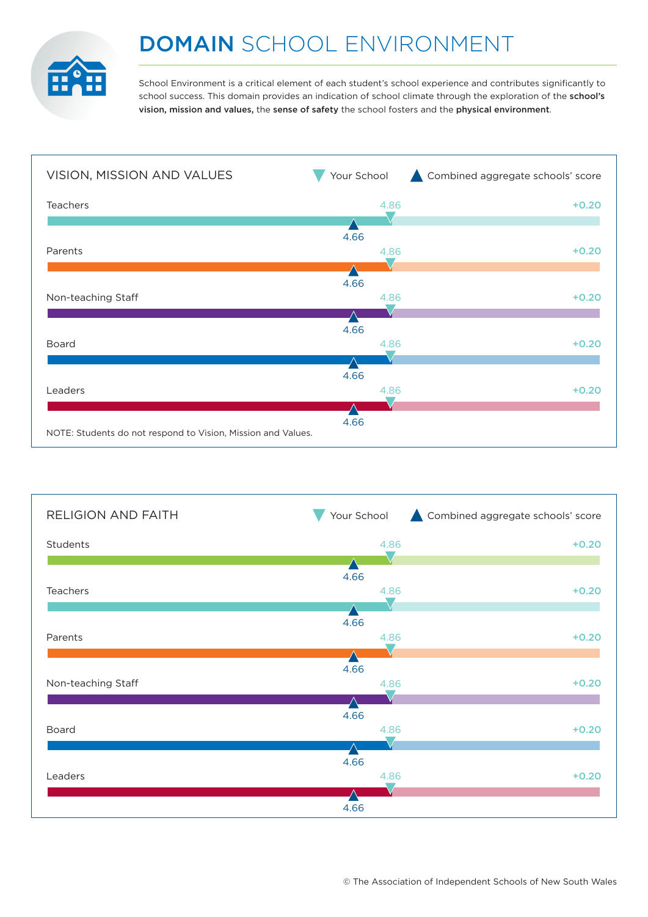# DOMAIN SCHOOL ENVIRONMENT

School Environment is a critical element of each student's school experience and contributes significantly to school success. This domain provides an indication of school climate through the exploration of the **school's vision, mission and values,** the **sense of safety** the school fosters and the **physical environment**.

## VISION, MISSION AND VALUES

▼ Your School ▲ Combined aggregate schools' score

| Group | Your School | Combined aggregate schools' score | Difference |
|---|---|---|---|
| Teachers | 4.86 | 4.66 | +0.20 |
| Parents | 4.86 | 4.66 | +0.20 |
| Non-teaching Staff | 4.86 | 4.66 | +0.20 |
| Board | 4.86 | 4.66 | +0.20 |
| Leaders | 4.86 | 4.66 | +0.20 |

NOTE: Students do not respond to Vision, Mission and Values.

## RELIGION AND FAITH

▼ Your School ▲ Combined aggregate schools' score

| Group | Your School | Combined aggregate schools' score | Difference |
|---|---|---|---|
| Students | 4.86 | 4.66 | +0.20 |
| Teachers | 4.86 | 4.66 | +0.20 |
| Parents | 4.86 | 4.66 | +0.20 |
| Non-teaching Staff | 4.86 | 4.66 | +0.20 |
| Board | 4.86 | 4.66 | +0.20 |
| Leaders | 4.86 | 4.66 | +0.20 |

© The Association of Independent Schools of New South Wales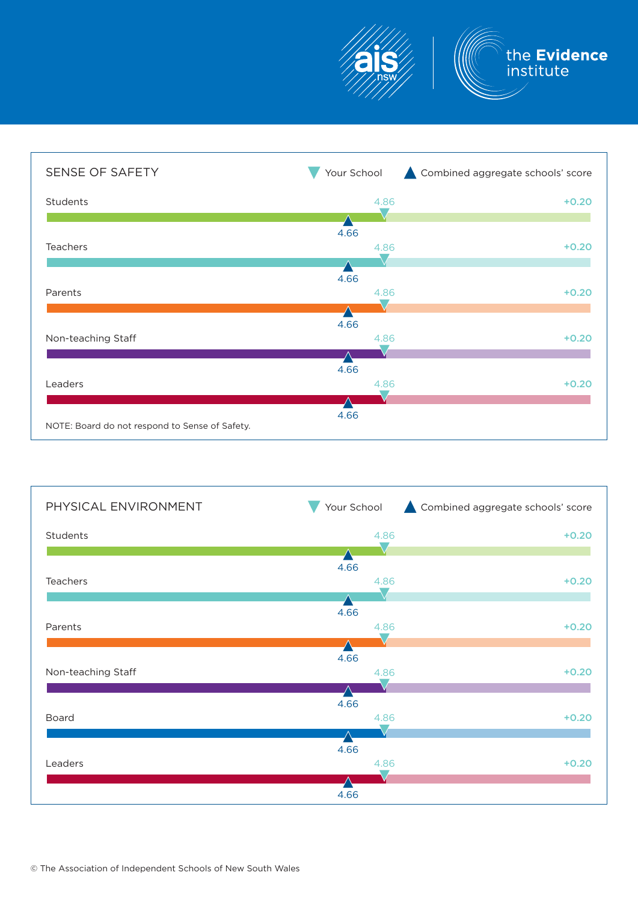## SENSE OF SAFETY

▼ Your School ▲ Combined aggregate schools' score

| Group | Your School | Combined aggregate schools' score | Difference |
|---|---|---|---|
| Students | 4.86 | 4.66 | +0.20 |
| Teachers | 4.86 | 4.66 | +0.20 |
| Parents | 4.86 | 4.66 | +0.20 |
| Non-teaching Staff | 4.86 | 4.66 | +0.20 |
| Leaders | 4.86 | 4.66 | +0.20 |

NOTE: Board do not respond to Sense of Safety.

## PHYSICAL ENVIRONMENT

▼ Your School ▲ Combined aggregate schools' score

| Group | Your School | Combined aggregate schools' score | Difference |
|---|---|---|---|
| Students | 4.86 | 4.66 | +0.20 |
| Teachers | 4.86 | 4.66 | +0.20 |
| Parents | 4.86 | 4.66 | +0.20 |
| Non-teaching Staff | 4.86 | 4.66 | +0.20 |
| Board | 4.86 | 4.66 | +0.20 |
| Leaders | 4.86 | 4.66 | +0.20 |

© The Association of Independent Schools of New South Wales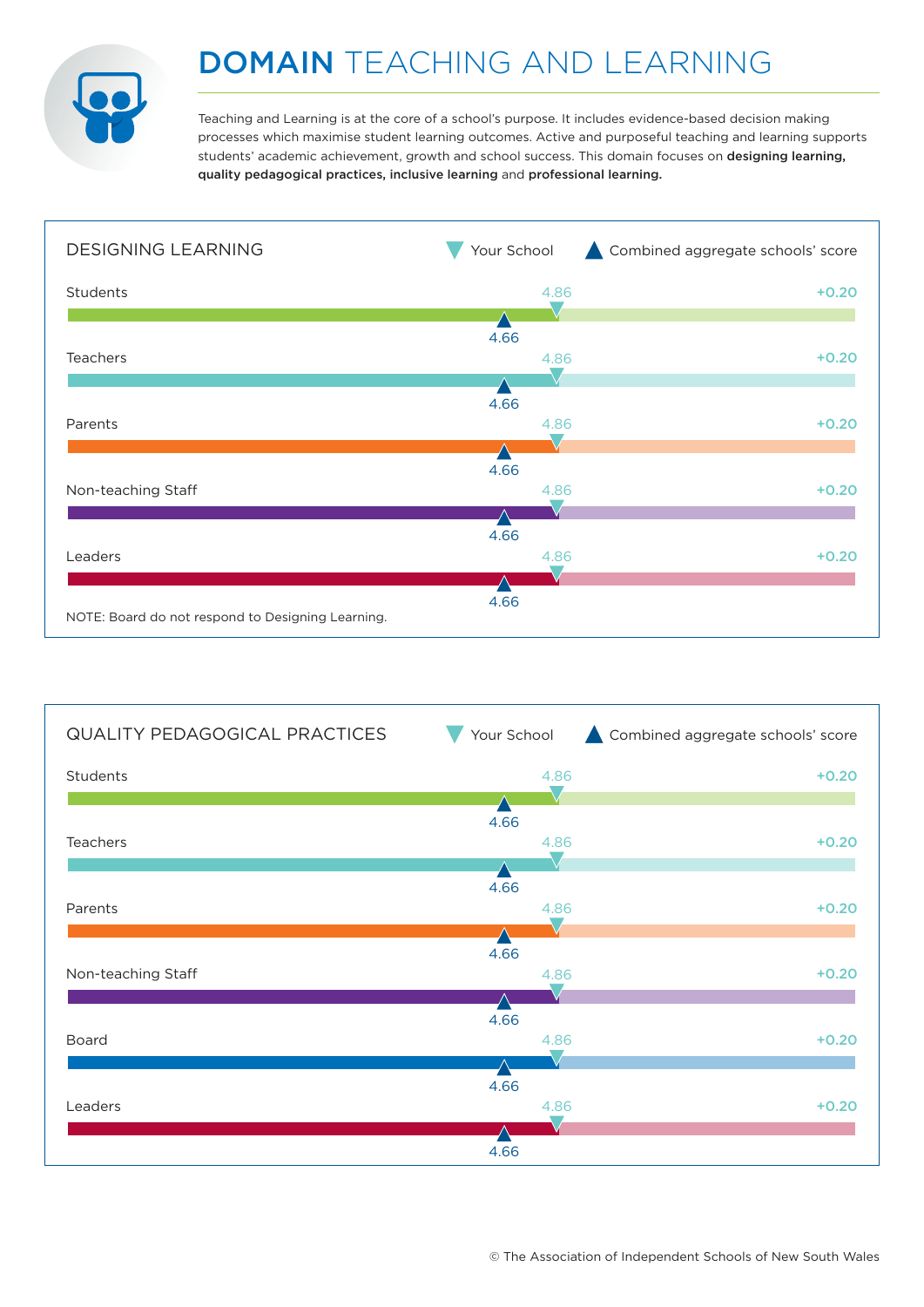# DOMAIN TEACHING AND LEARNING

Teaching and Learning is at the core of a school's purpose. It includes evidence-based decision making processes which maximise student learning outcomes. Active and purposeful teaching and learning supports students' academic achievement, growth and school success. This domain focuses on **designing learning, quality pedagogical practices, inclusive learning** and **professional learning.**

## DESIGNING LEARNING

▼ Your School ▲ Combined aggregate schools' score

| Group | Your School | Combined aggregate schools' score | Difference |
|---|---|---|---|
| Students | 4.86 | 4.66 | +0.20 |
| Teachers | 4.86 | 4.66 | +0.20 |
| Parents | 4.86 | 4.66 | +0.20 |
| Non-teaching Staff | 4.86 | 4.66 | +0.20 |
| Leaders | 4.86 | 4.66 | +0.20 |

NOTE: Board do not respond to Designing Learning.

## QUALITY PEDAGOGICAL PRACTICES

▼ Your School ▲ Combined aggregate schools' score

| Group | Your School | Combined aggregate schools' score | Difference |
|---|---|---|---|
| Students | 4.86 | 4.66 | +0.20 |
| Teachers | 4.86 | 4.66 | +0.20 |
| Parents | 4.86 | 4.66 | +0.20 |
| Non-teaching Staff | 4.86 | 4.66 | +0.20 |
| Board | 4.86 | 4.66 | +0.20 |
| Leaders | 4.86 | 4.66 | +0.20 |

© The Association of Independent Schools of New South Wales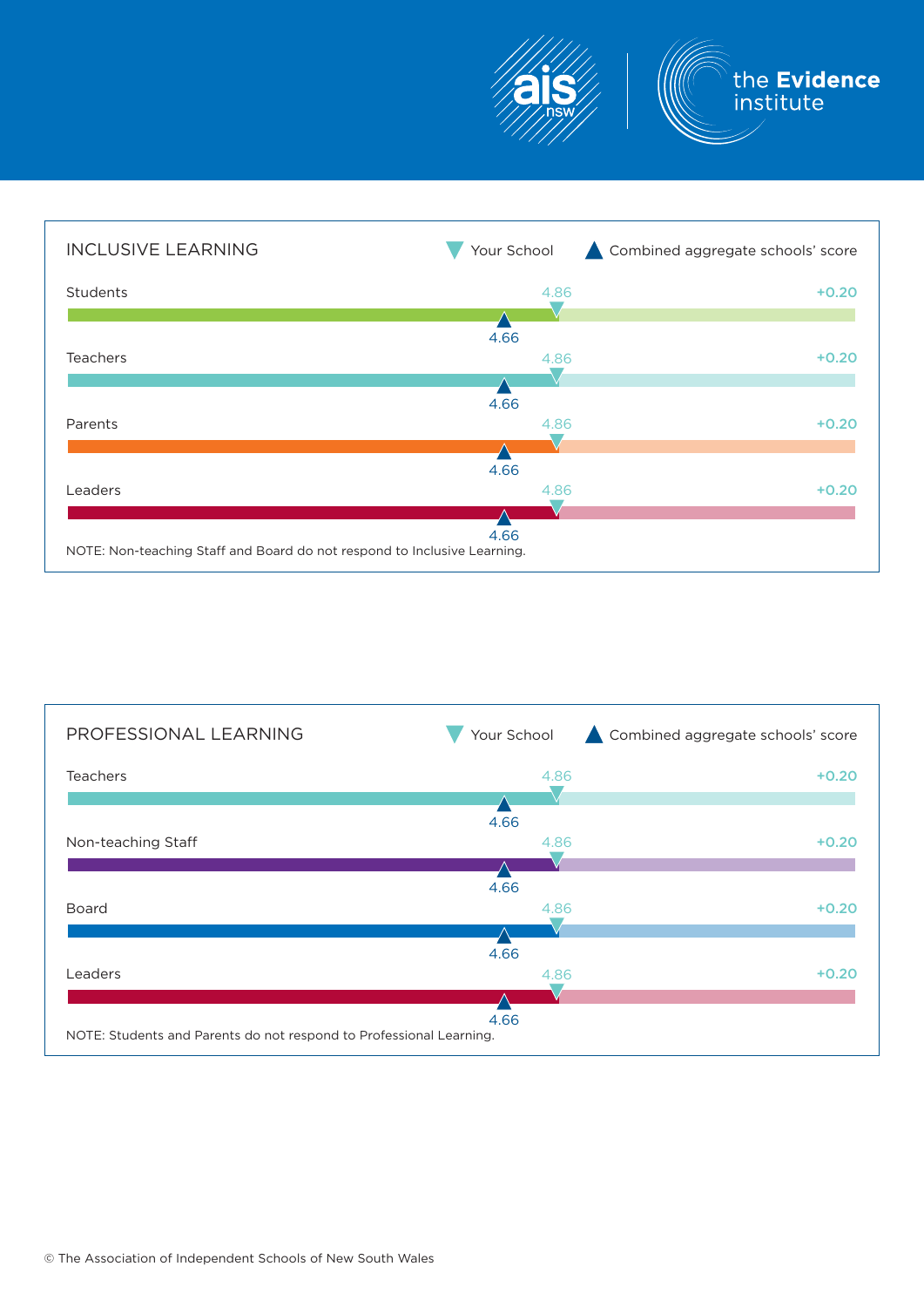## INCLUSIVE LEARNING

▼ Your School ▲ Combined aggregate schools' score

| | Your School | Combined aggregate schools' score | Difference |
|---|---|---|---|
| Students | 4.86 | 4.66 | +0.20 |
| Teachers | 4.86 | 4.66 | +0.20 |
| Parents | 4.86 | 4.66 | +0.20 |
| Leaders | 4.86 | 4.66 | +0.20 |

NOTE: Non-teaching Staff and Board do not respond to Inclusive Learning.

## PROFESSIONAL LEARNING

▼ Your School ▲ Combined aggregate schools' score

| | Your School | Combined aggregate schools' score | Difference |
|---|---|---|---|
| Teachers | 4.86 | 4.66 | +0.20 |
| Non-teaching Staff | 4.86 | 4.66 | +0.20 |
| Board | 4.86 | 4.66 | +0.20 |
| Leaders | 4.86 | 4.66 | +0.20 |

NOTE: Students and Parents do not respond to Professional Learning.

© The Association of Independent Schools of New South Wales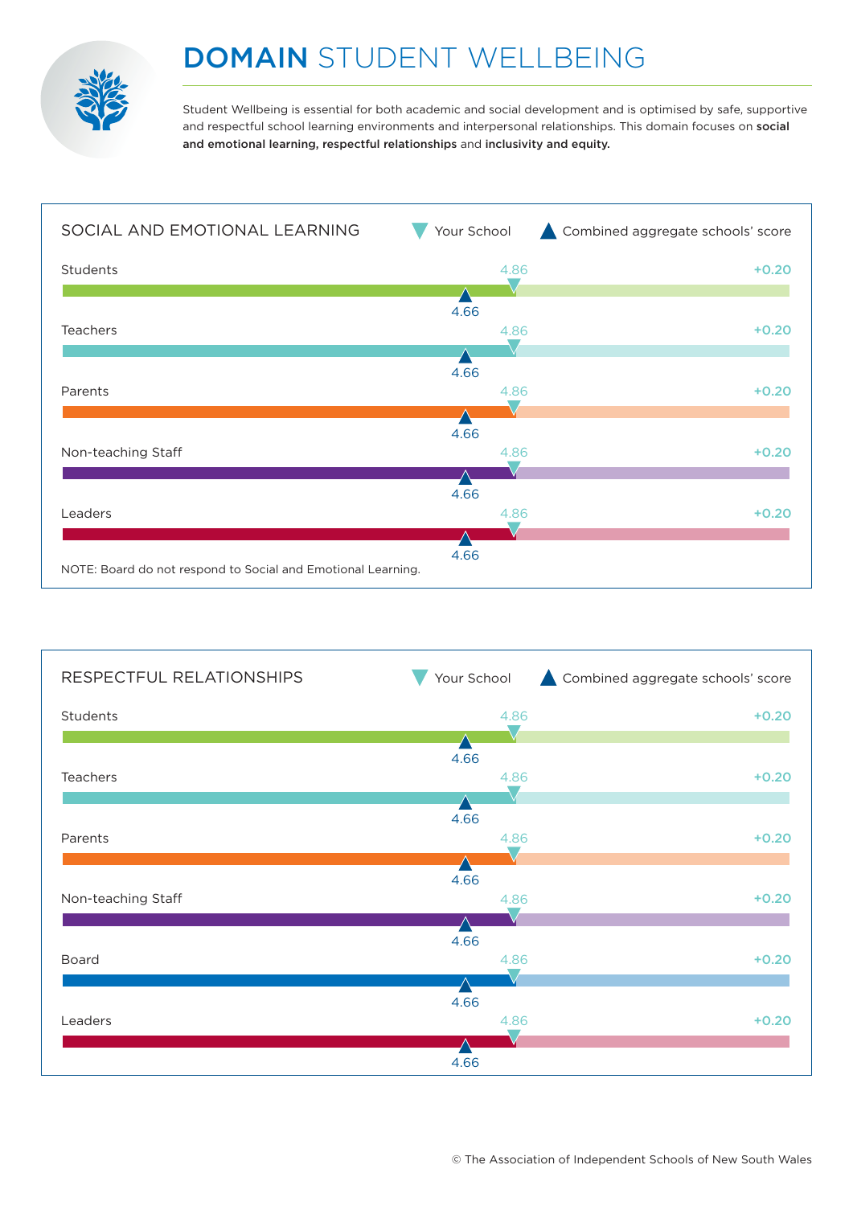# **DOMAIN** STUDENT WELLBEING

Student Wellbeing is essential for both academic and social development and is optimised by safe, supportive and respectful school learning environments and interpersonal relationships. This domain focuses on **social and emotional learning, respectful relationships** and **inclusivity and equity.**

## SOCIAL AND EMOTIONAL LEARNING

▼ Your School ▲ Combined aggregate schools' score

| Group | Your School | Combined aggregate schools' score | Difference |
|---|---|---|---|
| Students | 4.86 | 4.66 | +0.20 |
| Teachers | 4.86 | 4.66 | +0.20 |
| Parents | 4.86 | 4.66 | +0.20 |
| Non-teaching Staff | 4.86 | 4.66 | +0.20 |
| Leaders | 4.86 | 4.66 | +0.20 |

NOTE: Board do not respond to Social and Emotional Learning.

## RESPECTFUL RELATIONSHIPS

▼ Your School ▲ Combined aggregate schools' score

| Group | Your School | Combined aggregate schools' score | Difference |
|---|---|---|---|
| Students | 4.86 | 4.66 | +0.20 |
| Teachers | 4.86 | 4.66 | +0.20 |
| Parents | 4.86 | 4.66 | +0.20 |
| Non-teaching Staff | 4.86 | 4.66 | +0.20 |
| Board | 4.86 | 4.66 | +0.20 |
| Leaders | 4.86 | 4.66 | +0.20 |

© The Association of Independent Schools of New South Wales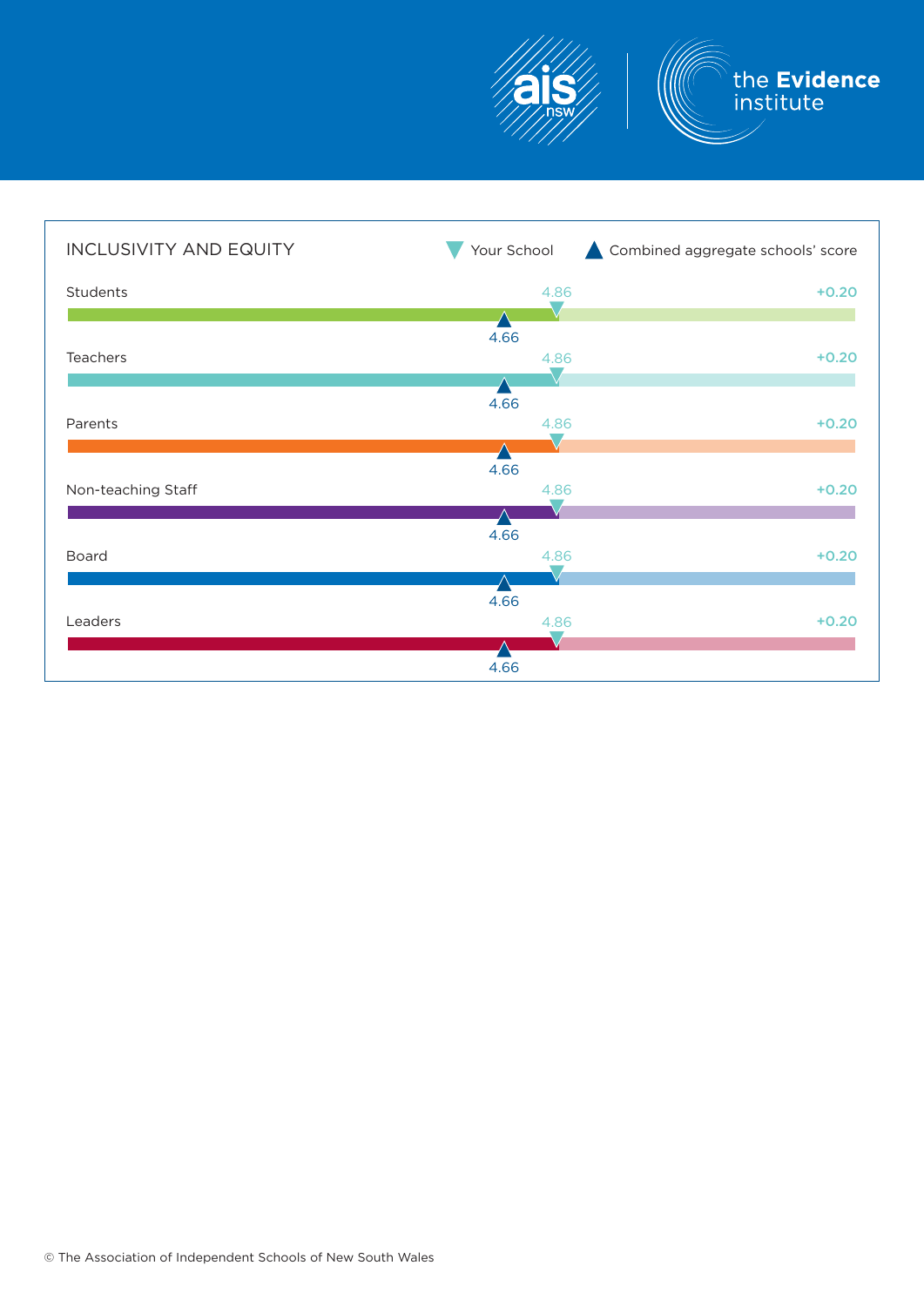## INCLUSIVITY AND EQUITY

▼ Your School ▲ Combined aggregate schools' score

| Group | Your School | Combined aggregate schools' score | Difference |
|---|---|---|---|
| Students | 4.86 | 4.66 | +0.20 |
| Teachers | 4.86 | 4.66 | +0.20 |
| Parents | 4.86 | 4.66 | +0.20 |
| Non-teaching Staff | 4.86 | 4.66 | +0.20 |
| Board | 4.86 | 4.66 | +0.20 |
| Leaders | 4.86 | 4.66 | +0.20 |

© The Association of Independent Schools of New South Wales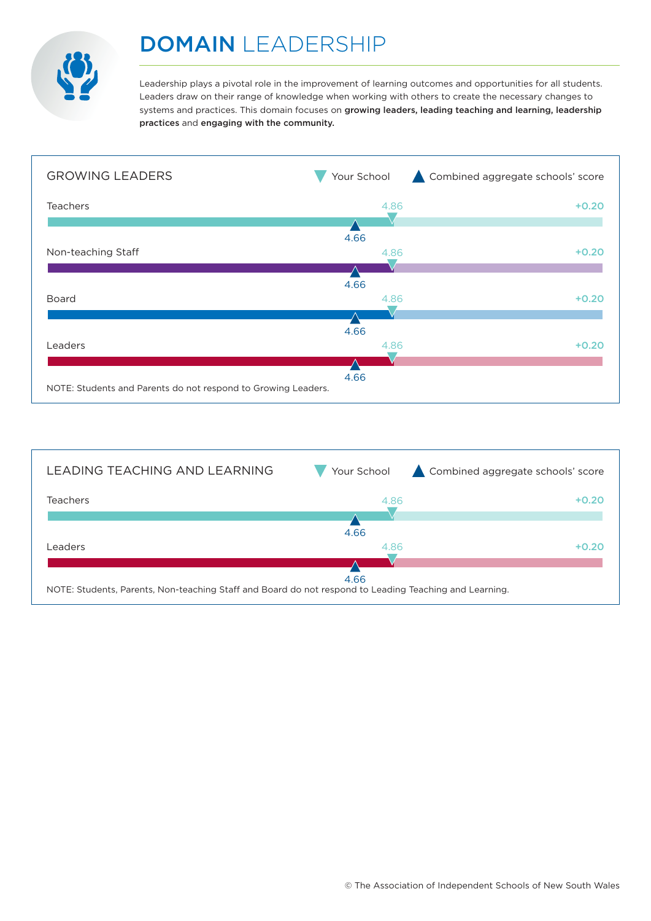# **DOMAIN** LEADERSHIP

Leadership plays a pivotal role in the improvement of learning outcomes and opportunities for all students. Leaders draw on their range of knowledge when working with others to create the necessary changes to systems and practices. This domain focuses on **growing leaders, leading teaching and learning, leadership practices** and **engaging with the community.**

## GROWING LEADERS

▼ Your School ▲ Combined aggregate schools' score

| | Your School | Combined aggregate schools' score | Difference |
|---|---|---|---|
| Teachers | 4.86 | 4.66 | +0.20 |
| Non-teaching Staff | 4.86 | 4.66 | +0.20 |
| Board | 4.86 | 4.66 | +0.20 |
| Leaders | 4.86 | 4.66 | +0.20 |

NOTE: Students and Parents do not respond to Growing Leaders.

## LEADING TEACHING AND LEARNING

▼ Your School ▲ Combined aggregate schools' score

| | Your School | Combined aggregate schools' score | Difference |
|---|---|---|---|
| Teachers | 4.86 | 4.66 | +0.20 |
| Leaders | 4.86 | 4.66 | +0.20 |

NOTE: Students, Parents, Non-teaching Staff and Board do not respond to Leading Teaching and Learning.

© The Association of Independent Schools of New South Wales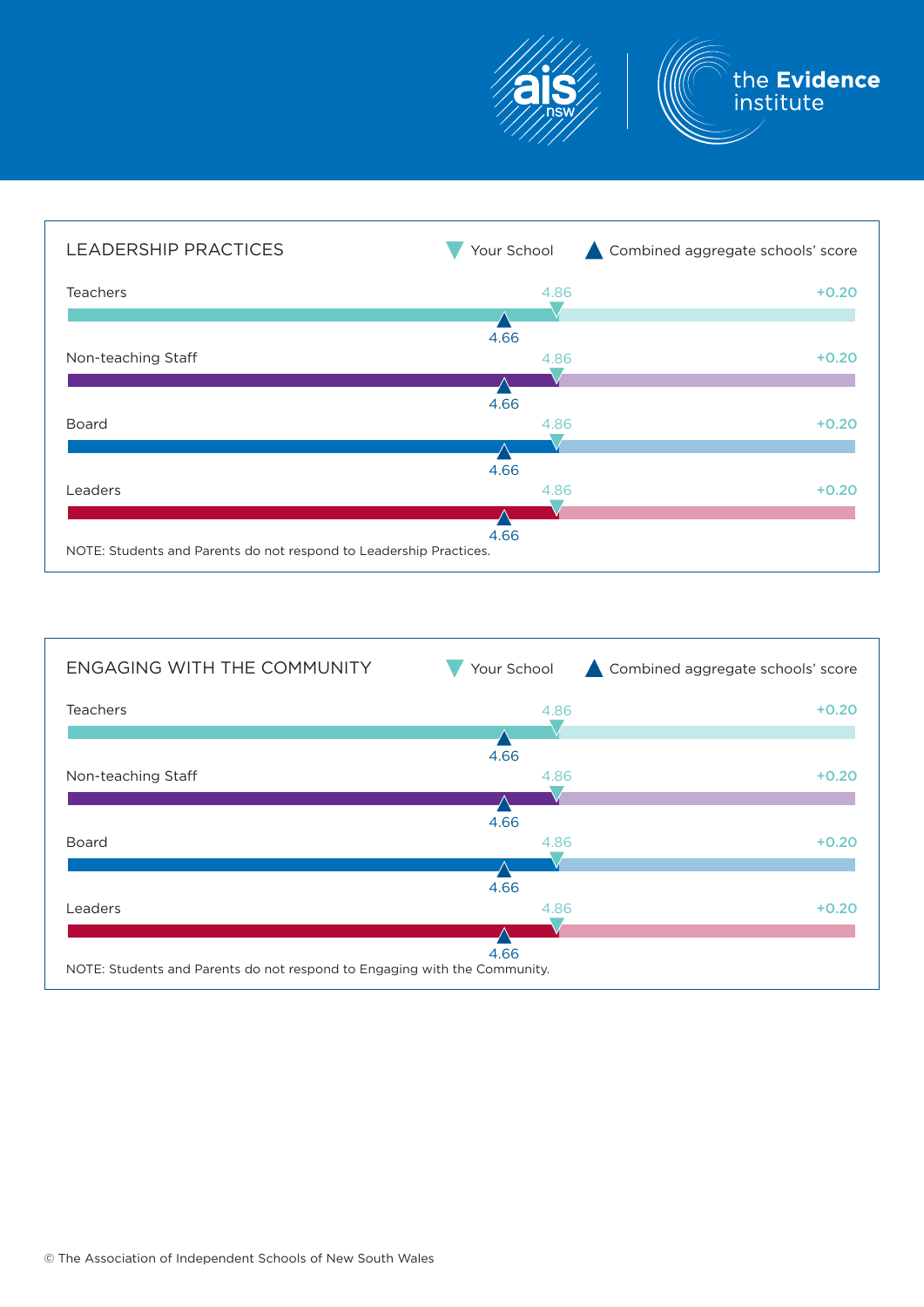## LEADERSHIP PRACTICES

▼ Your School ▲ Combined aggregate schools' score

| | Your School | Combined aggregate schools' score | Difference |
|---|---|---|---|
| Teachers | 4.86 | 4.66 | +0.20 |
| Non-teaching Staff | 4.86 | 4.66 | +0.20 |
| Board | 4.86 | 4.66 | +0.20 |
| Leaders | 4.86 | 4.66 | +0.20 |

NOTE: Students and Parents do not respond to Leadership Practices.

## ENGAGING WITH THE COMMUNITY

▼ Your School ▲ Combined aggregate schools' score

| | Your School | Combined aggregate schools' score | Difference |
|---|---|---|---|
| Teachers | 4.86 | 4.66 | +0.20 |
| Non-teaching Staff | 4.86 | 4.66 | +0.20 |
| Board | 4.86 | 4.66 | +0.20 |
| Leaders | 4.86 | 4.66 | +0.20 |

NOTE: Students and Parents do not respond to Engaging with the Community.

© The Association of Independent Schools of New South Wales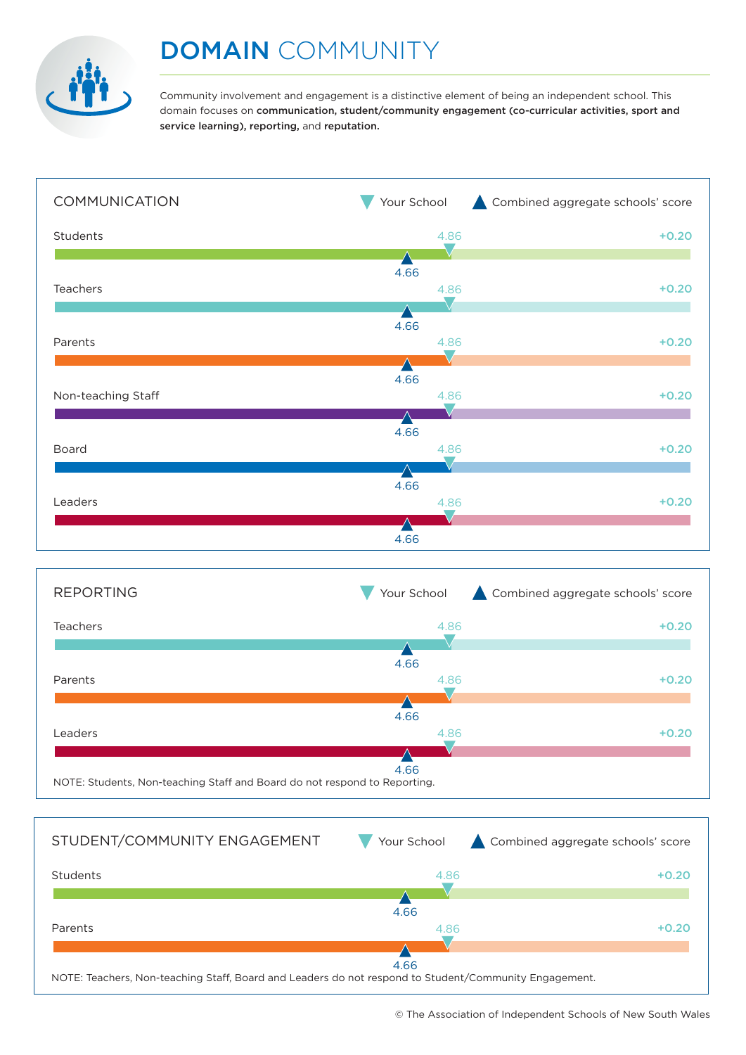# DOMAIN COMMUNITY

Community involvement and engagement is a distinctive element of being an independent school. This domain focuses on **communication, student/community engagement (co-curricular activities, sport and service learning), reporting,** and **reputation.**

## COMMUNICATION

▼ Your School ▲ Combined aggregate schools' score

| Group | Your School | Combined aggregate schools' score | Difference |
|---|---|---|---|
| Students | 4.86 | 4.66 | +0.20 |
| Teachers | 4.86 | 4.66 | +0.20 |
| Parents | 4.86 | 4.66 | +0.20 |
| Non-teaching Staff | 4.86 | 4.66 | +0.20 |
| Board | 4.86 | 4.66 | +0.20 |
| Leaders | 4.86 | 4.66 | +0.20 |

## REPORTING

▼ Your School ▲ Combined aggregate schools' score

| Group | Your School | Combined aggregate schools' score | Difference |
|---|---|---|---|
| Teachers | 4.86 | 4.66 | +0.20 |
| Parents | 4.86 | 4.66 | +0.20 |
| Leaders | 4.86 | 4.66 | +0.20 |

NOTE: Students, Non-teaching Staff and Board do not respond to Reporting.

## STUDENT/COMMUNITY ENGAGEMENT

▼ Your School ▲ Combined aggregate schools' score

| Group | Your School | Combined aggregate schools' score | Difference |
|---|---|---|---|
| Students | 4.86 | 4.66 | +0.20 |
| Parents | 4.86 | 4.66 | +0.20 |

NOTE: Teachers, Non-teaching Staff, Board and Leaders do not respond to Student/Community Engagement.

© The Association of Independent Schools of New South Wales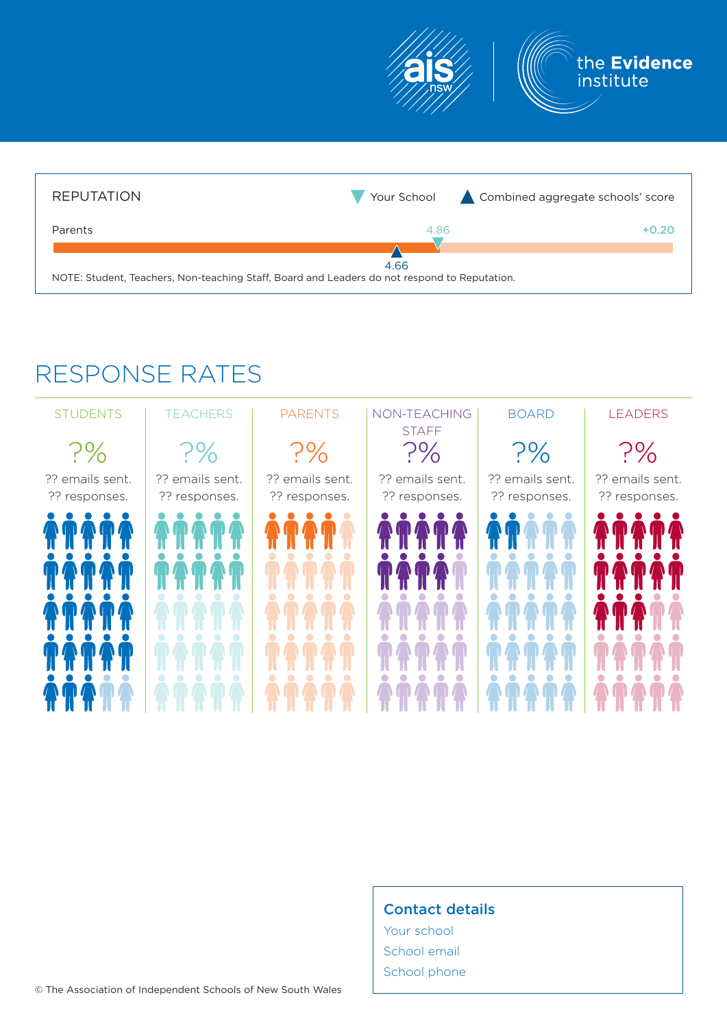## REPUTATION

Your School | Combined aggregate schools' score

Parents

4.86

+0.20

4.66

NOTE: Student, Teachers, Non-teaching Staff, Board and Leaders do not respond to Reputation.

# RESPONSE RATES

STUDENTS

?%

?? emails sent.
?? responses.

TEACHERS

?%

?? emails sent.
?? responses.

PARENTS

?%

?? emails sent.
?? responses.

NON-TEACHING STAFF

?%

?? emails sent.
?? responses.

BOARD

?%

?? emails sent.
?? responses.

LEADERS

?%

?? emails sent.
?? responses.

© The Association of Independent Schools of New South Wales

**Contact details**

Your school

School email

School phone